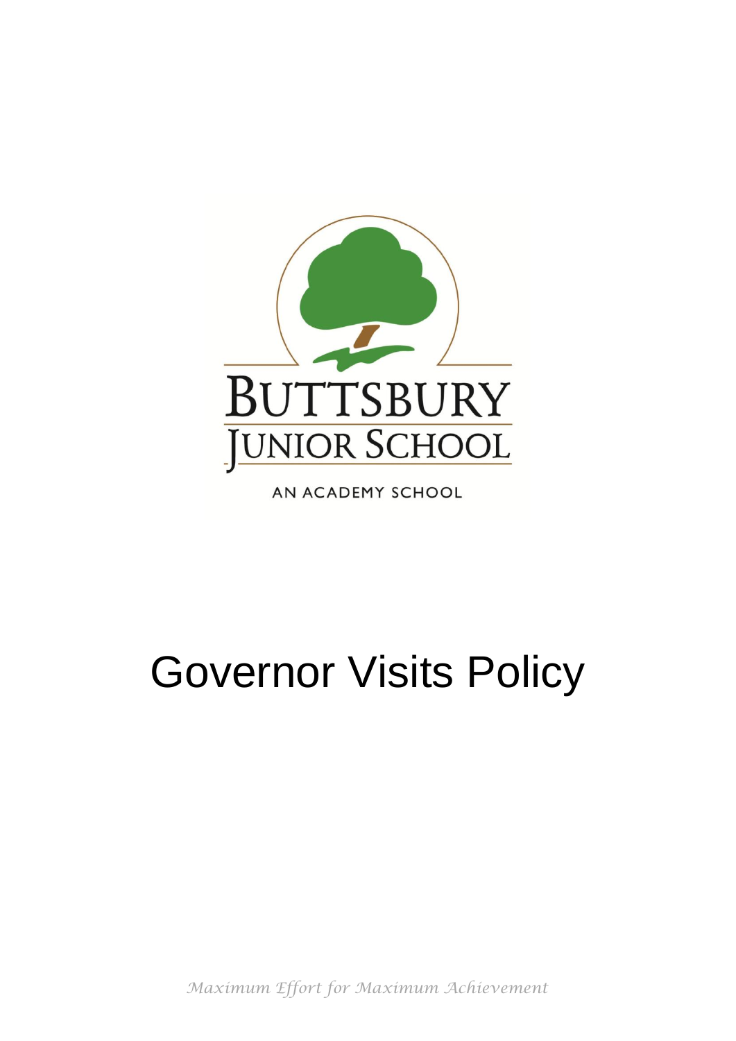BUTTSBURY
JUNIOR SCHOOL

AN ACADEMY SCHOOL

# Governor Visits Policy

*Maximum Effort for Maximum Achievement*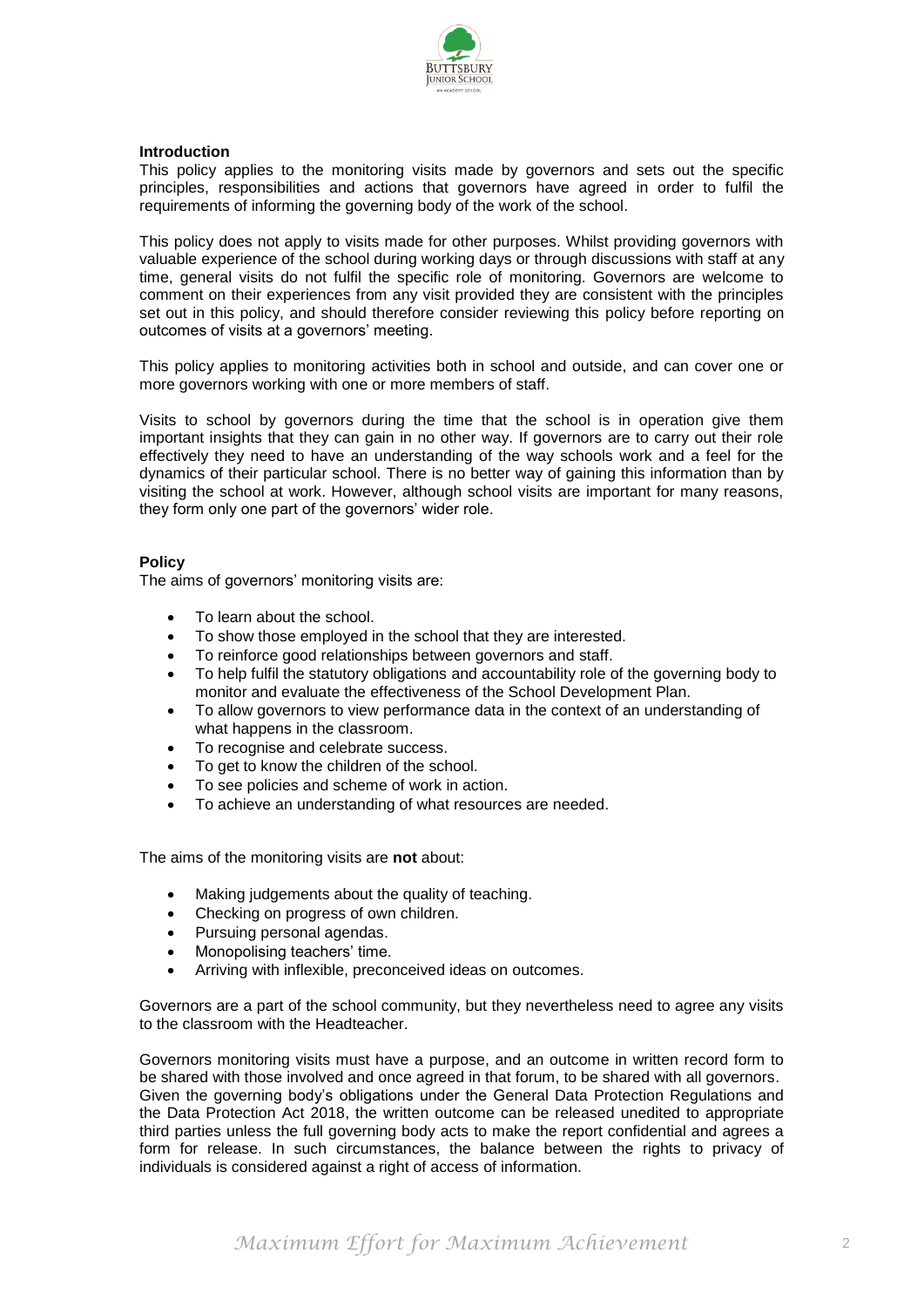**Introduction**

This policy applies to the monitoring visits made by governors and sets out the specific principles, responsibilities and actions that governors have agreed in order to fulfil the requirements of informing the governing body of the work of the school.

This policy does not apply to visits made for other purposes. Whilst providing governors with valuable experience of the school during working days or through discussions with staff at any time, general visits do not fulfil the specific role of monitoring. Governors are welcome to comment on their experiences from any visit provided they are consistent with the principles set out in this policy, and should therefore consider reviewing this policy before reporting on outcomes of visits at a governors' meeting.

This policy applies to monitoring activities both in school and outside, and can cover one or more governors working with one or more members of staff.

Visits to school by governors during the time that the school is in operation give them important insights that they can gain in no other way. If governors are to carry out their role effectively they need to have an understanding of the way schools work and a feel for the dynamics of their particular school. There is no better way of gaining this information than by visiting the school at work. However, although school visits are important for many reasons, they form only one part of the governors' wider role.

**Policy**

The aims of governors' monitoring visits are:

- To learn about the school.
- To show those employed in the school that they are interested.
- To reinforce good relationships between governors and staff.
- To help fulfil the statutory obligations and accountability role of the governing body to monitor and evaluate the effectiveness of the School Development Plan.
- To allow governors to view performance data in the context of an understanding of what happens in the classroom.
- To recognise and celebrate success.
- To get to know the children of the school.
- To see policies and scheme of work in action.
- To achieve an understanding of what resources are needed.

The aims of the monitoring visits are **not** about:

- Making judgements about the quality of teaching.
- Checking on progress of own children.
- Pursuing personal agendas.
- Monopolising teachers' time.
- Arriving with inflexible, preconceived ideas on outcomes.

Governors are a part of the school community, but they nevertheless need to agree any visits to the classroom with the Headteacher.

Governors monitoring visits must have a purpose, and an outcome in written record form to be shared with those involved and once agreed in that forum, to be shared with all governors. Given the governing body's obligations under the General Data Protection Regulations and the Data Protection Act 2018, the written outcome can be released unedited to appropriate third parties unless the full governing body acts to make the report confidential and agrees a form for release. In such circumstances, the balance between the rights to privacy of individuals is considered against a right of access of information.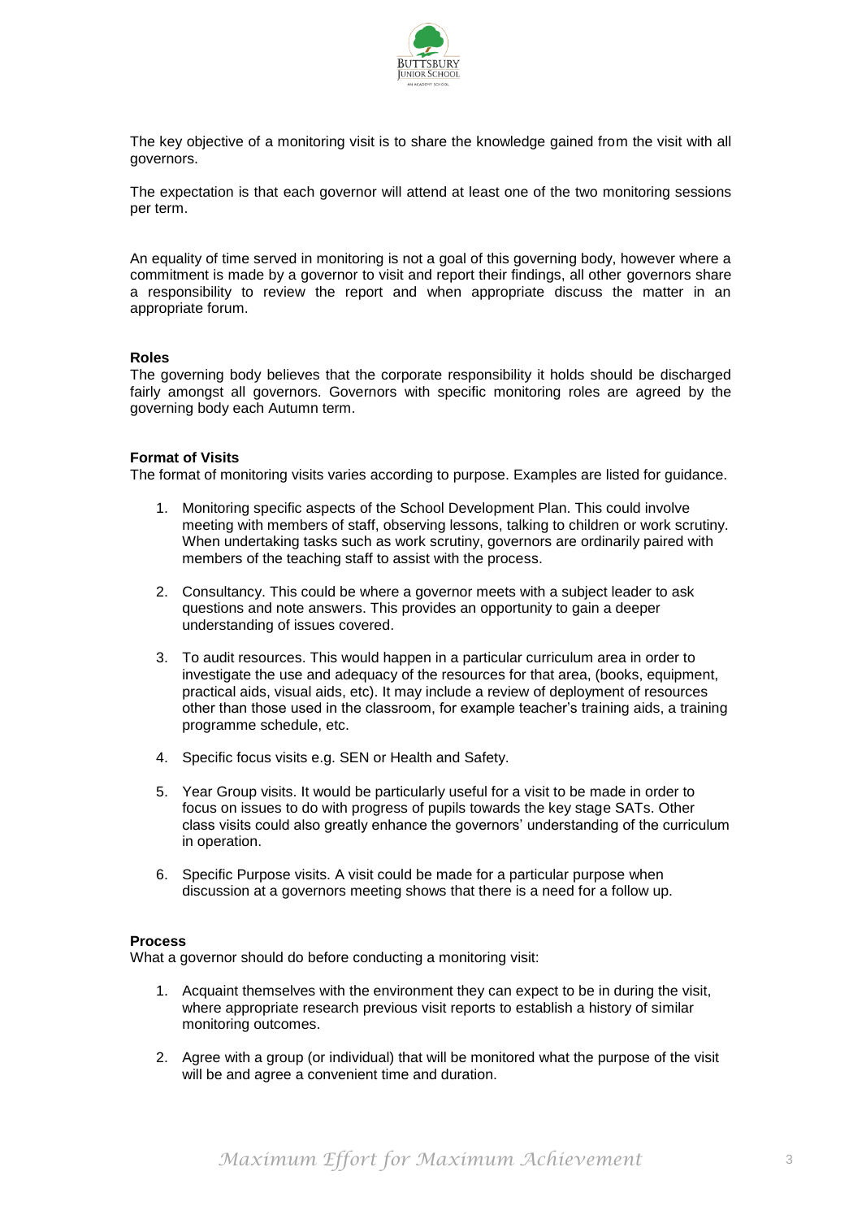The key objective of a monitoring visit is to share the knowledge gained from the visit with all governors.

The expectation is that each governor will attend at least one of the two monitoring sessions per term.

An equality of time served in monitoring is not a goal of this governing body, however where a commitment is made by a governor to visit and report their findings, all other governors share a responsibility to review the report and when appropriate discuss the matter in an appropriate forum.

**Roles**

The governing body believes that the corporate responsibility it holds should be discharged fairly amongst all governors. Governors with specific monitoring roles are agreed by the governing body each Autumn term.

**Format of Visits**

The format of monitoring visits varies according to purpose. Examples are listed for guidance.

1. Monitoring specific aspects of the School Development Plan. This could involve meeting with members of staff, observing lessons, talking to children or work scrutiny. When undertaking tasks such as work scrutiny, governors are ordinarily paired with members of the teaching staff to assist with the process.

2. Consultancy. This could be where a governor meets with a subject leader to ask questions and note answers. This provides an opportunity to gain a deeper understanding of issues covered.

3. To audit resources. This would happen in a particular curriculum area in order to investigate the use and adequacy of the resources for that area, (books, equipment, practical aids, visual aids, etc). It may include a review of deployment of resources other than those used in the classroom, for example teacher's training aids, a training programme schedule, etc.

4. Specific focus visits e.g. SEN or Health and Safety.

5. Year Group visits. It would be particularly useful for a visit to be made in order to focus on issues to do with progress of pupils towards the key stage SATs. Other class visits could also greatly enhance the governors' understanding of the curriculum in operation.

6. Specific Purpose visits. A visit could be made for a particular purpose when discussion at a governors meeting shows that there is a need for a follow up.

**Process**

What a governor should do before conducting a monitoring visit:

1. Acquaint themselves with the environment they can expect to be in during the visit, where appropriate research previous visit reports to establish a history of similar monitoring outcomes.

2. Agree with a group (or individual) that will be monitored what the purpose of the visit will be and agree a convenient time and duration.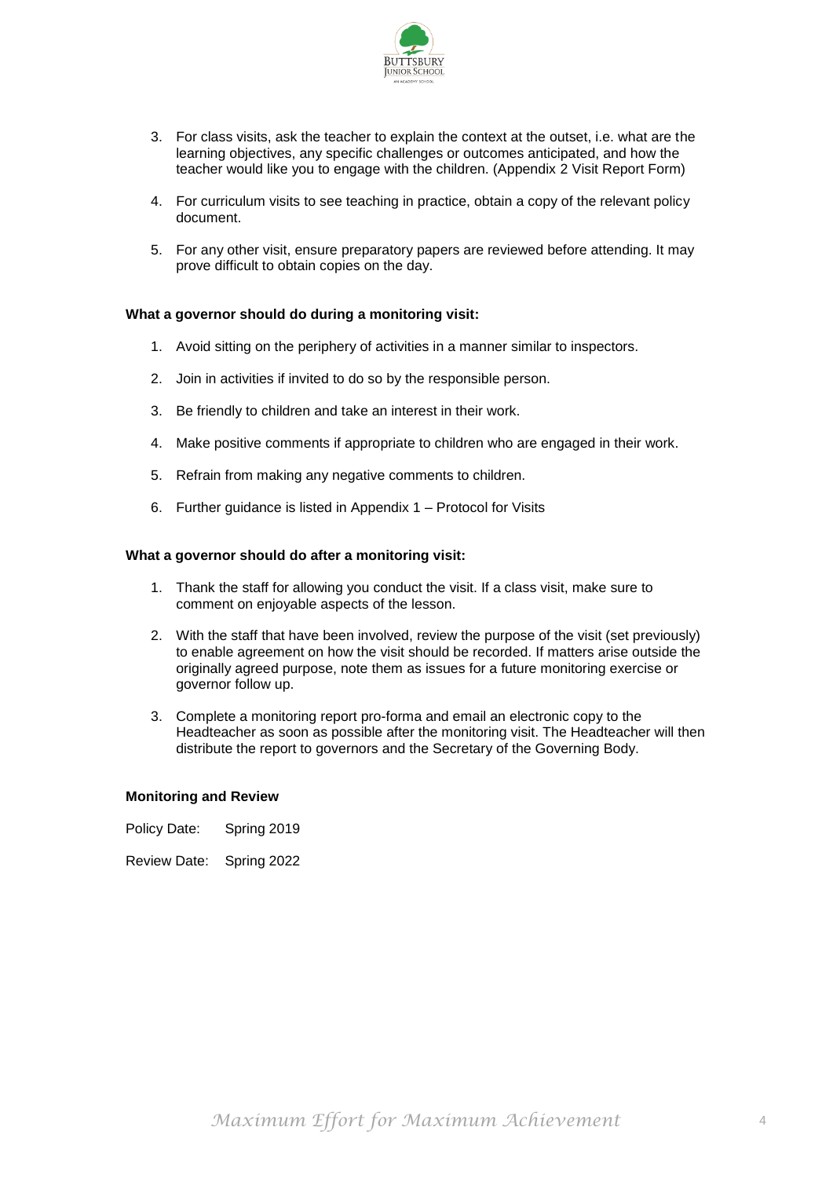3. For class visits, ask the teacher to explain the context at the outset, i.e. what are the learning objectives, any specific challenges or outcomes anticipated, and how the teacher would like you to engage with the children. (Appendix 2 Visit Report Form)

4. For curriculum visits to see teaching in practice, obtain a copy of the relevant policy document.

5. For any other visit, ensure preparatory papers are reviewed before attending. It may prove difficult to obtain copies on the day.

**What a governor should do during a monitoring visit:**

1. Avoid sitting on the periphery of activities in a manner similar to inspectors.

2. Join in activities if invited to do so by the responsible person.

3. Be friendly to children and take an interest in their work.

4. Make positive comments if appropriate to children who are engaged in their work.

5. Refrain from making any negative comments to children.

6. Further guidance is listed in Appendix 1 – Protocol for Visits

**What a governor should do after a monitoring visit:**

1. Thank the staff for allowing you conduct the visit. If a class visit, make sure to comment on enjoyable aspects of the lesson.

2. With the staff that have been involved, review the purpose of the visit (set previously) to enable agreement on how the visit should be recorded. If matters arise outside the originally agreed purpose, note them as issues for a future monitoring exercise or governor follow up.

3. Complete a monitoring report pro-forma and email an electronic copy to the Headteacher as soon as possible after the monitoring visit. The Headteacher will then distribute the report to governors and the Secretary of the Governing Body.

**Monitoring and Review**

Policy Date: Spring 2019

Review Date: Spring 2022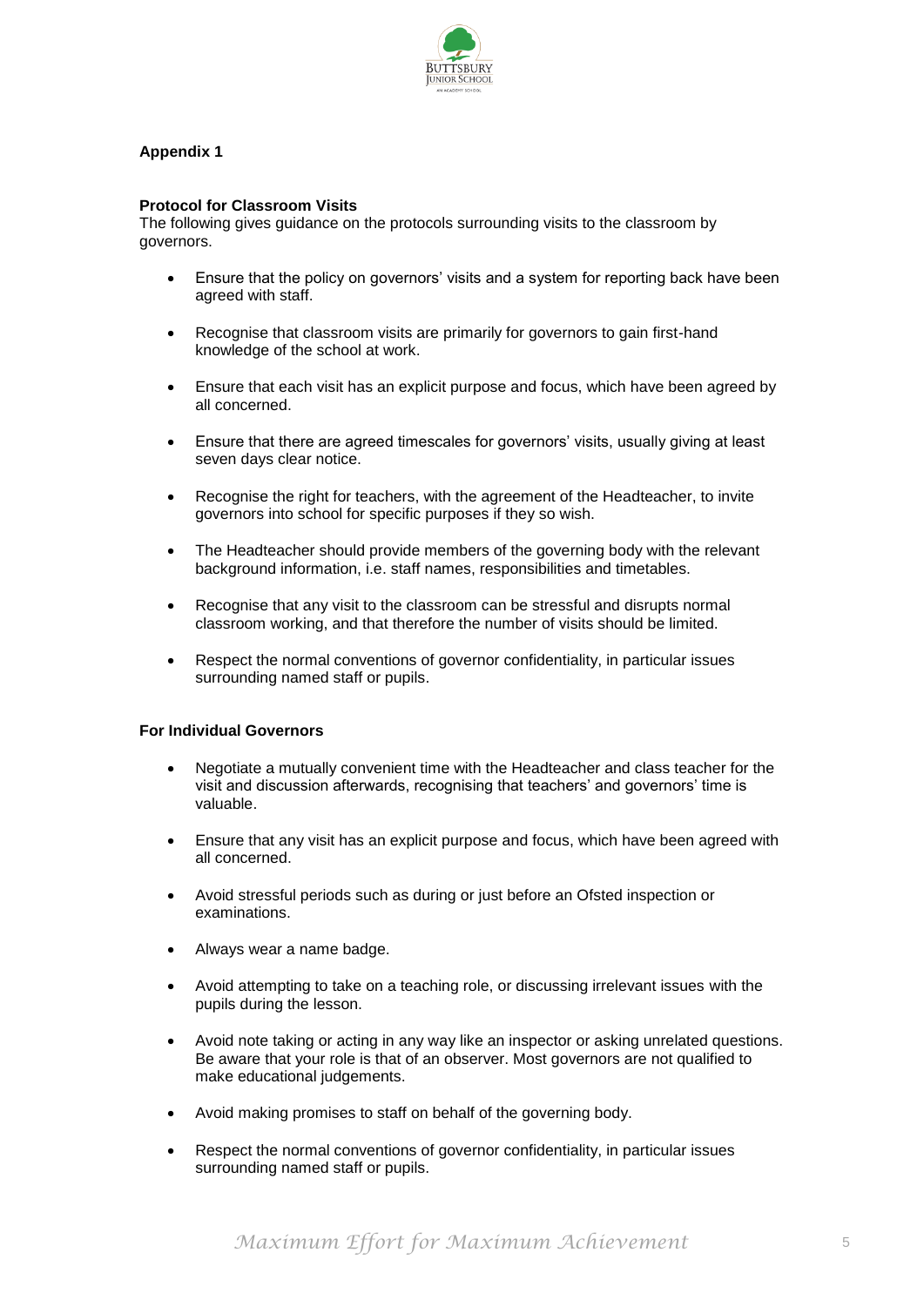**Appendix 1**

**Protocol for Classroom Visits**

The following gives guidance on the protocols surrounding visits to the classroom by governors.

- Ensure that the policy on governors' visits and a system for reporting back have been agreed with staff.
- Recognise that classroom visits are primarily for governors to gain first-hand knowledge of the school at work.
- Ensure that each visit has an explicit purpose and focus, which have been agreed by all concerned.
- Ensure that there are agreed timescales for governors' visits, usually giving at least seven days clear notice.
- Recognise the right for teachers, with the agreement of the Headteacher, to invite governors into school for specific purposes if they so wish.
- The Headteacher should provide members of the governing body with the relevant background information, i.e. staff names, responsibilities and timetables.
- Recognise that any visit to the classroom can be stressful and disrupts normal classroom working, and that therefore the number of visits should be limited.
- Respect the normal conventions of governor confidentiality, in particular issues surrounding named staff or pupils.

**For Individual Governors**

- Negotiate a mutually convenient time with the Headteacher and class teacher for the visit and discussion afterwards, recognising that teachers' and governors' time is valuable.
- Ensure that any visit has an explicit purpose and focus, which have been agreed with all concerned.
- Avoid stressful periods such as during or just before an Ofsted inspection or examinations.
- Always wear a name badge.
- Avoid attempting to take on a teaching role, or discussing irrelevant issues with the pupils during the lesson.
- Avoid note taking or acting in any way like an inspector or asking unrelated questions. Be aware that your role is that of an observer. Most governors are not qualified to make educational judgements.
- Avoid making promises to staff on behalf of the governing body.
- Respect the normal conventions of governor confidentiality, in particular issues surrounding named staff or pupils.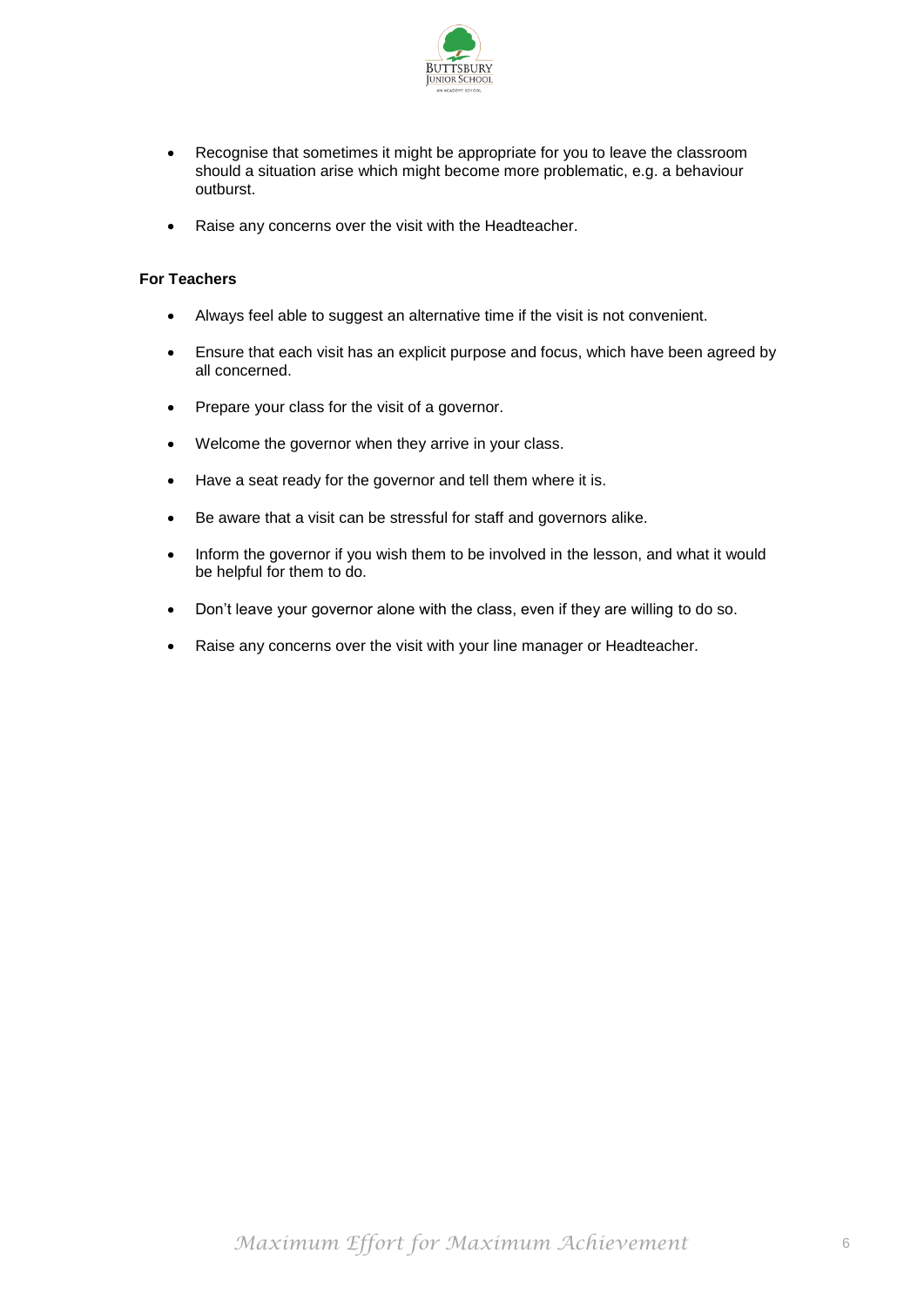- Recognise that sometimes it might be appropriate for you to leave the classroom should a situation arise which might become more problematic, e.g. a behaviour outburst.
- Raise any concerns over the visit with the Headteacher.

**For Teachers**

- Always feel able to suggest an alternative time if the visit is not convenient.
- Ensure that each visit has an explicit purpose and focus, which have been agreed by all concerned.
- Prepare your class for the visit of a governor.
- Welcome the governor when they arrive in your class.
- Have a seat ready for the governor and tell them where it is.
- Be aware that a visit can be stressful for staff and governors alike.
- Inform the governor if you wish them to be involved in the lesson, and what it would be helpful for them to do.
- Don't leave your governor alone with the class, even if they are willing to do so.
- Raise any concerns over the visit with your line manager or Headteacher.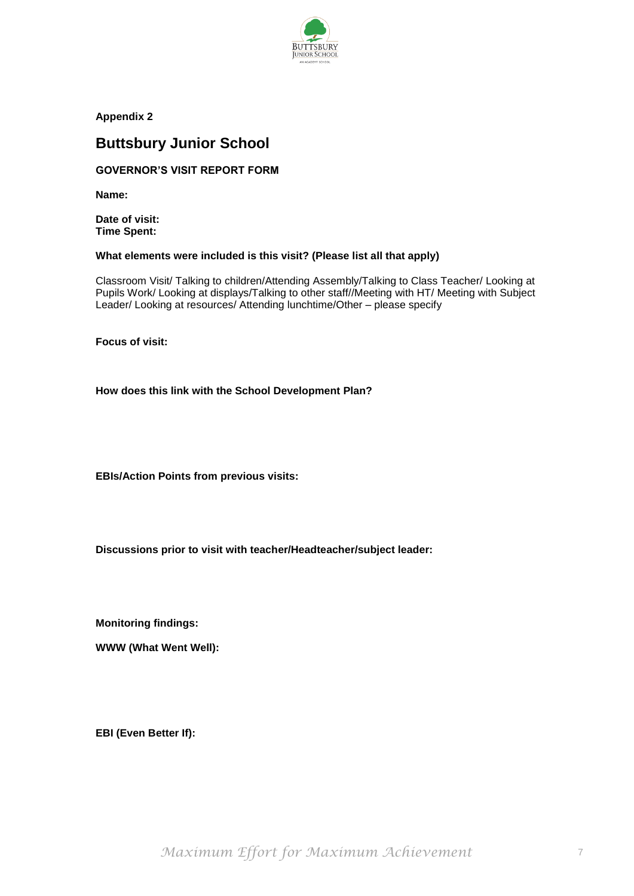**Appendix 2**

# Buttsbury Junior School

**GOVERNOR'S VISIT REPORT FORM**

**Name:**

**Date of visit:**
**Time Spent:**

**What elements were included is this visit? (Please list all that apply)**

Classroom Visit/ Talking to children/Attending Assembly/Talking to Class Teacher/ Looking at Pupils Work/ Looking at displays/Talking to other staff//Meeting with HT/ Meeting with Subject Leader/ Looking at resources/ Attending lunchtime/Other – please specify

**Focus of visit:**

**How does this link with the School Development Plan?**

**EBIs/Action Points from previous visits:**

**Discussions prior to visit with teacher/Headteacher/subject leader:**

**Monitoring findings:**

**WWW (What Went Well):**

**EBI (Even Better If):**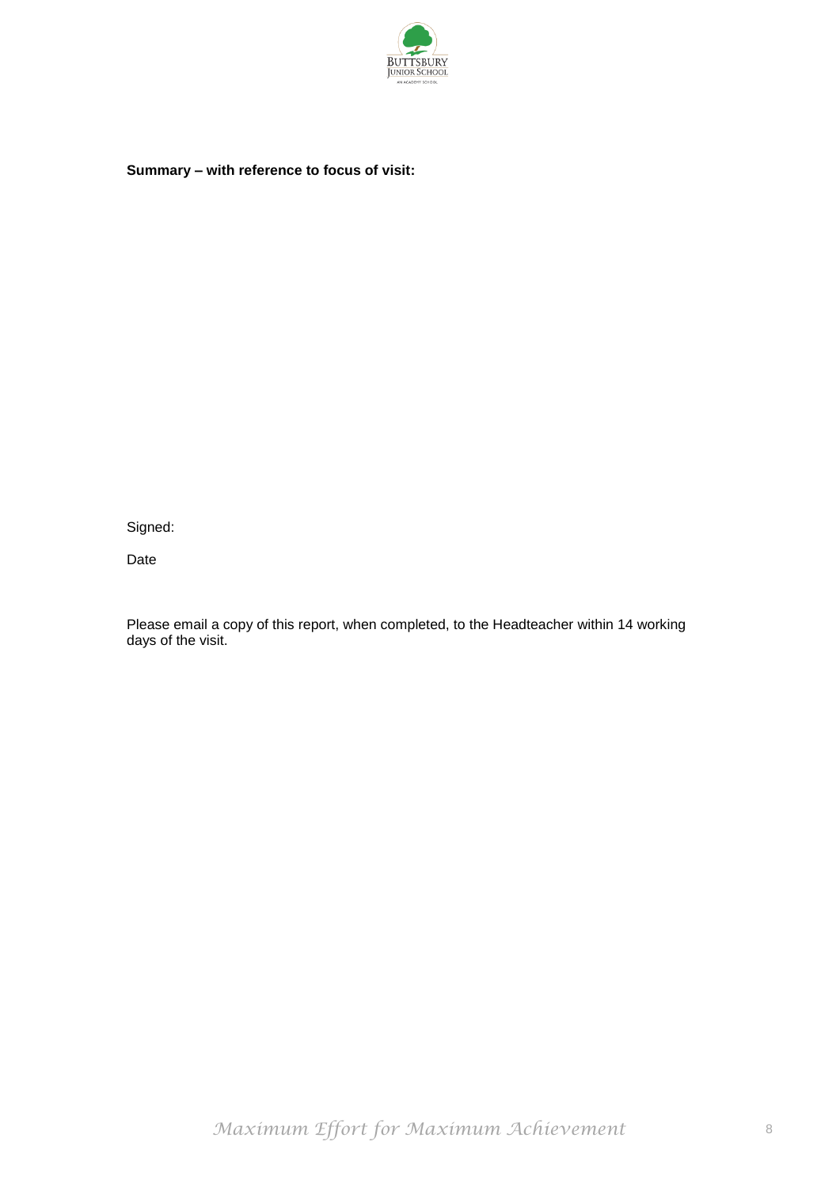**Summary – with reference to focus of visit:**

Signed:

Date

Please email a copy of this report, when completed, to the Headteacher within 14 working days of the visit.